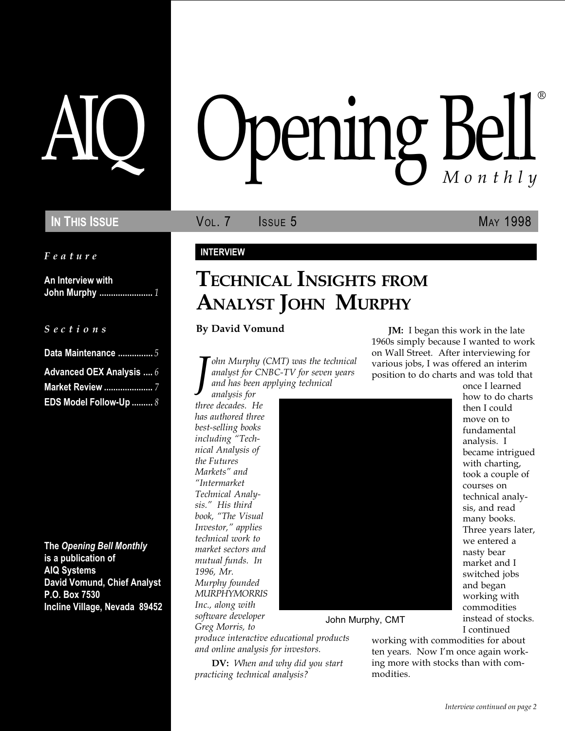# AIQ Opening Bell® Monthly

**IN THIS ISSUE** VOL. 7 ISSUE 5 MAY 1998

*Feature*

**An Interview with John Murphy** ....................... *1*

*Sections*

**Data Maintenance** ............... *5*

**Advanced OEX Analysis** .... *6*

**Market Review** ..................... *7*

**EDS Model Follow-Up** ......... *8*

**The *Opening Bell Monthly* is a publication of AIQ Systems**
**David Vomund, Chief Analyst**
**P.O. Box 7530**
**Incline Village, Nevada 89452**

**INTERVIEW**

## TECHNICAL INSIGHTS FROM ANALYST JOHN MURPHY

**By David Vomund**

*John Murphy (CMT) was the technical analyst for CNBC-TV for seven years and has been applying technical analysis for three decades. He has authored three best-selling books including "Technical Analysis of the Futures Markets" and "Intermarket Technical Analysis." His third book, "The Visual Investor," applies technical work to market sectors and mutual funds. In 1996, Mr. Murphy founded MURPHYMORRIS Inc., along with software developer Greg Morris, to produce interactive educational products and online analysis for investors.*

John Murphy, CMT

**DV:** *When and why did you start practicing technical analysis?*

**JM:** I began this work in the late 1960s simply because I wanted to work on Wall Street. After interviewing for various jobs, I was offered an interim position to do charts and was told that once I learned how to do charts then I could move on to fundamental analysis. I became intrigued with charting, took a couple of courses on technical analysis, and read many books. Three years later, we entered a nasty bear market and I switched jobs and began working with commodities instead of stocks. I continued working with commodities for about ten years. Now I'm once again working more with stocks than with commodities.

*Interview continued on page 2*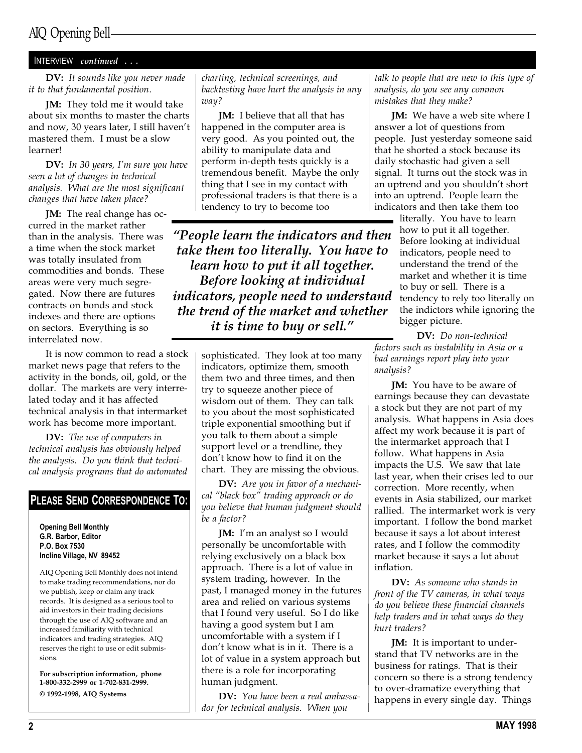INTERVIEW *continued . . .*

**DV:** *It sounds like you never made it to that fundamental position.*

**JM:** They told me it would take about six months to master the charts and now, 30 years later, I still haven't mastered them. I must be a slow learner!

**DV:** *In 30 years, I'm sure you have seen a lot of changes in technical analysis. What are the most significant changes that have taken place?*

**JM:** The real change has occurred in the market rather than in the analysis. There was a time when the stock market was totally insulated from commodities and bonds. These areas were very much segregated. Now there are futures contracts on bonds and stock indexes and there are options on sectors. Everything is so interrelated now.

It is now common to read a stock market news page that refers to the activity in the bonds, oil, gold, or the dollar. The markets are very interrelated today and it has affected technical analysis in that intermarket work has become more important.

**DV:** *The use of computers in technical analysis has obviously helped the analysis. Do you think that technical analysis programs that do automated charting, technical screenings, and backtesting have hurt the analysis in any way?*

**JM:** I believe that all that has happened in the computer area is very good. As you pointed out, the ability to manipulate data and perform in-depth tests quickly is a tremendous benefit. Maybe the only thing that I see in my contact with professional traders is that there is a tendency to try to become too sophisticated. They look at too many indicators, optimize them, smooth them two and three times, and then try to squeeze another piece of wisdom out of them. They can talk to you about the most sophisticated triple exponential smoothing but if you talk to them about a simple support level or a trendline, they don't know how to find it on the chart. They are missing the obvious.

> ***"People learn the indicators and then take them too literally. You have to learn how to put it all together. Before looking at individual indicators, people need to understand the trend of the market and whether it is time to buy or sell."***

**DV:** *Are you in favor of a mechanical "black box" trading approach or do you believe that human judgment should be a factor?*

**JM:** I'm an analyst so I would personally be uncomfortable with relying exclusively on a black box approach. There is a lot of value in system trading, however. In the past, I managed money in the futures area and relied on various systems that I found very useful. So I do like having a good system but I am uncomfortable with a system if I don't know what is in it. There is a lot of value in a system approach but there is a role for incorporating human judgment.

**DV:** *You have been a real ambassador for technical analysis. When you talk to people that are new to this type of analysis, do you see any common mistakes that they make?*

**JM:** We have a web site where I answer a lot of questions from people. Just yesterday someone said that he shorted a stock because its daily stochastic had given a sell signal. It turns out the stock was in an uptrend and you shouldn't short into an uptrend. People learn the indicators and then take them too literally. You have to learn how to put it all together. Before looking at individual indicators, people need to understand the trend of the market and whether it is time to buy or sell. There is a tendency to rely too literally on the indictors while ignoring the bigger picture.

**DV:** *Do non-technical factors such as instability in Asia or a bad earnings report play into your analysis?*

**JM:** You have to be aware of earnings because they can devastate a stock but they are not part of my analysis. What happens in Asia does affect my work because it is part of the intermarket approach that I follow. What happens in Asia impacts the U.S. We saw that late last year, when their crises led to our correction. More recently, when events in Asia stabilized, our market rallied. The intermarket work is very important. I follow the bond market because it says a lot about interest rates, and I follow the commodity market because it says a lot about inflation.

**DV:** *As someone who stands in front of the TV cameras, in what ways do you believe these financial channels help traders and in what ways do they hurt traders?*

**JM:** It is important to understand that TV networks are in the business for ratings. That is their concern so there is a strong tendency to over-dramatize everything that happens in every single day. Things

## PLEASE SEND CORRESPONDENCE TO:

**Opening Bell Monthly**
**G.R. Barbor, Editor**
**P.O. Box 7530**
**Incline Village, NV 89452**

AIQ Opening Bell Monthly does not intend to make trading recommendations, nor do we publish, keep or claim any track records. It is designed as a serious tool to aid investors in their trading decisions through the use of AIQ software and an increased familiarity with technical indicators and trading strategies. AIQ reserves the right to use or edit submissions.

**For subscription information, phone 1-800-332-2999 or 1-702-831-2999.**

**© 1992-1998, AIQ Systems**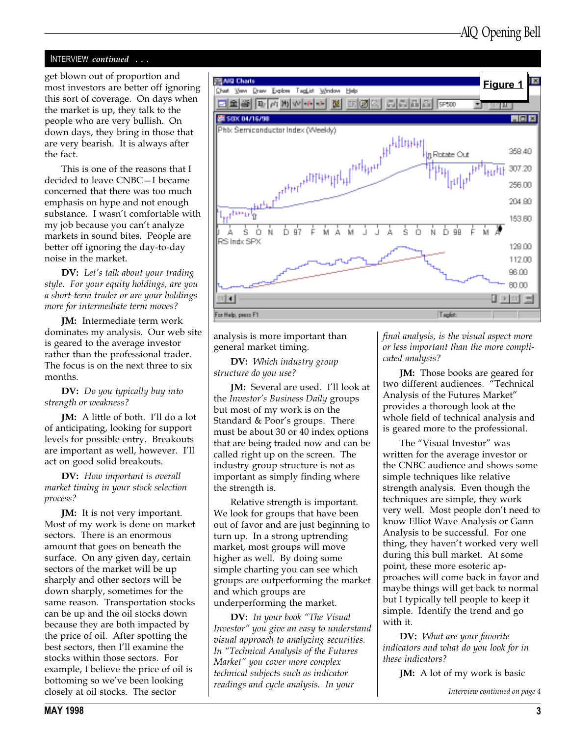INTERVIEW *continued . . .*

get blown out of proportion and most investors are better off ignoring this sort of coverage. On days when the market is up, they talk to the people who are very bullish. On down days, they bring in those that are very bearish. It is always after the fact.

This is one of the reasons that I decided to leave CNBC—I became concerned that there was too much emphasis on hype and not enough substance. I wasn't comfortable with my job because you can't analyze markets in sound bites. People are better off ignoring the day-to-day noise in the market.

**DV:** *Let's talk about your trading style. For your equity holdings, are you a short-term trader or are your holdings more for intermediate term moves?*

**JM:** Intermediate term work dominates my analysis. Our web site is geared to the average investor rather than the professional trader. The focus is on the next three to six months.

**DV:** *Do you typically buy into strength or weakness?*

**JM:** A little of both. I'll do a lot of anticipating, looking for support levels for possible entry. Breakouts are important as well, however. I'll act on good solid breakouts.

**DV:** *How important is overall market timing in your stock selection process?*

**JM:** It is not very important. Most of my work is done on market sectors. There is an enormous amount that goes on beneath the surface. On any given day, certain sectors of the market will be up sharply and other sectors will be down sharply, sometimes for the same reason. Transportation stocks can be up and the oil stocks down because they are both impacted by the price of oil. After spotting the best sectors, then I'll examine the stocks within those sectors. For example, I believe the price of oil is bottoming so we've been looking closely at oil stocks. The sector analysis is more important than general market timing.

**Figure 1**

**DV:** *Which industry group structure do you use?*

**JM:** Several are used. I'll look at the *Investor's Business Daily* groups but most of my work is on the Standard & Poor's groups. There must be about 30 or 40 index options that are being traded now and can be called right up on the screen. The industry group structure is not as important as simply finding where the strength is.

Relative strength is important. We look for groups that have been out of favor and are just beginning to turn up. In a strong uptrending market, most groups will move higher as well. By doing some simple charting you can see which groups are outperforming the market and which groups are underperforming the market.

**DV:** *In your book "The Visual Investor" you give an easy to understand visual approach to analyzing securities. In "Technical Analysis of the Futures Market" you cover more complex technical subjects such as indicator readings and cycle analysis. In your final analysis, is the visual aspect more or less important than the more complicated analysis?*

**JM:** Those books are geared for two different audiences. "Technical Analysis of the Futures Market" provides a thorough look at the whole field of technical analysis and is geared more to the professional.

The "Visual Investor" was written for the average investor or the CNBC audience and shows some simple techniques like relative strength analysis. Even though the techniques are simple, they work very well. Most people don't need to know Elliot Wave Analysis or Gann Analysis to be successful. For one thing, they haven't worked very well during this bull market. At some point, these more esoteric approaches will come back in favor and maybe things will get back to normal but I typically tell people to keep it simple. Identify the trend and go with it.

**DV:** *What are your favorite indicators and what do you look for in these indicators?*

**JM:** A lot of my work is basic

*Interview continued on page 4*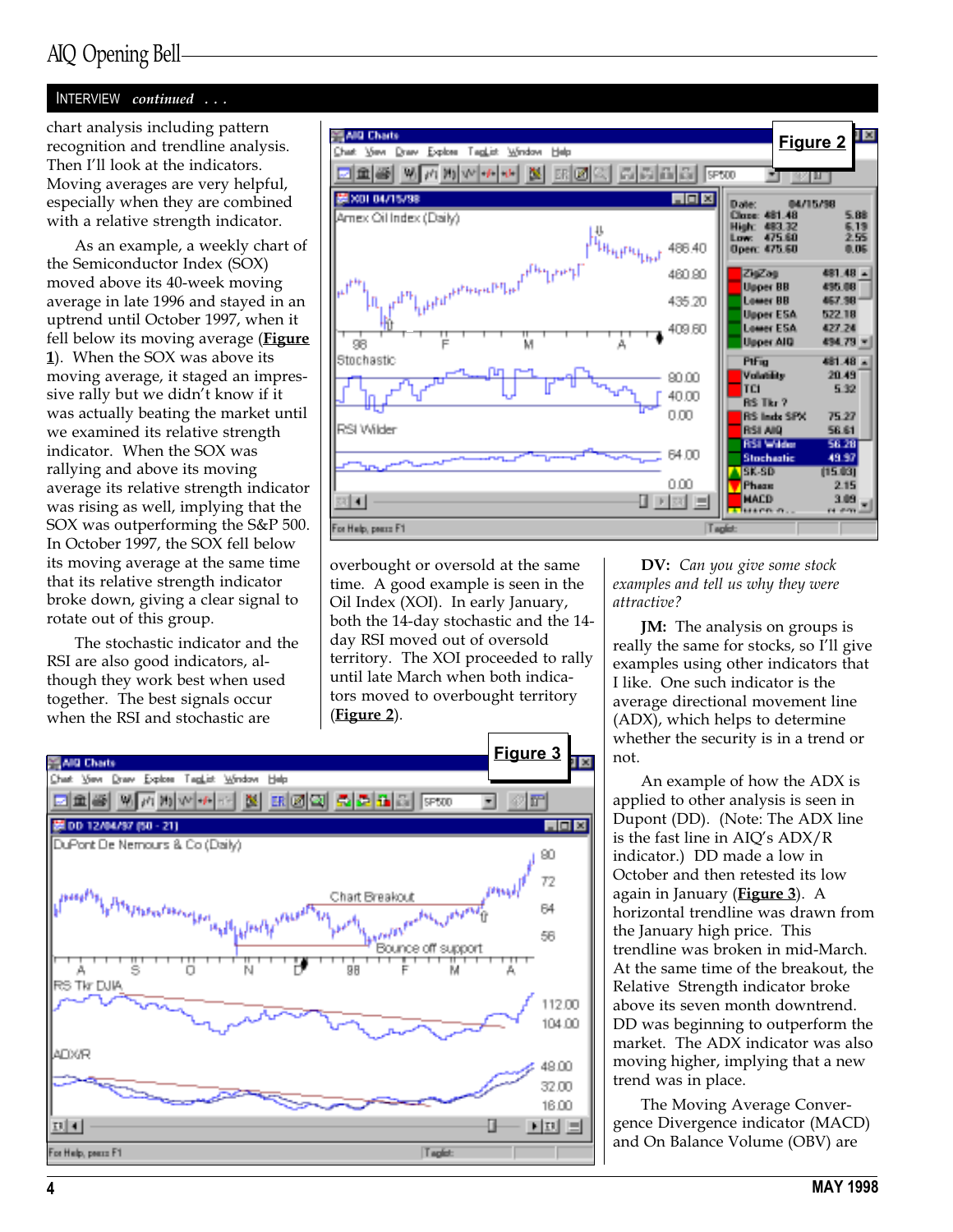INTERVIEW *continued . . .*

chart analysis including pattern recognition and trendline analysis. Then I'll look at the indicators. Moving averages are very helpful, especially when they are combined with a relative strength indicator.

As an example, a weekly chart of the Semiconductor Index (SOX) moved above its 40-week moving average in late 1996 and stayed in an uptrend until October 1997, when it fell below its moving average (**Figure 1**). When the SOX was above its moving average, it staged an impressive rally but we didn't know if it was actually beating the market until we examined its relative strength indicator. When the SOX was rallying and above its moving average its relative strength indicator was rising as well, implying that the SOX was outperforming the S&P 500. In October 1997, the SOX fell below its moving average at the same time that its relative strength indicator broke down, giving a clear signal to rotate out of this group.

The stochastic indicator and the RSI are also good indicators, although they work best when used together. The best signals occur when the RSI and stochastic are overbought or oversold at the same time. A good example is seen in the Oil Index (XOI). In early January, both the 14-day stochastic and the 14-day RSI moved out of oversold territory. The XOI proceeded to rally until late March when both indicators moved to overbought territory (**Figure 2**).

**Figure 2**

**Figure 3**

**DV:** *Can you give some stock examples and tell us why they were attractive?*

**JM:** The analysis on groups is really the same for stocks, so I'll give examples using other indicators that I like. One such indicator is the average directional movement line (ADX), which helps to determine whether the security is in a trend or not.

An example of how the ADX is applied to other analysis is seen in Dupont (DD). (Note: The ADX line is the fast line in AIQ's ADX/R indicator.) DD made a low in October and then retested its low again in January (**Figure 3**). A horizontal trendline was drawn from the January high price. This trendline was broken in mid-March. At the same time of the breakout, the Relative Strength indicator broke above its seven month downtrend. DD was beginning to outperform the market. The ADX indicator was also moving higher, implying that a new trend was in place.

The Moving Average Convergence Divergence indicator (MACD) and On Balance Volume (OBV) are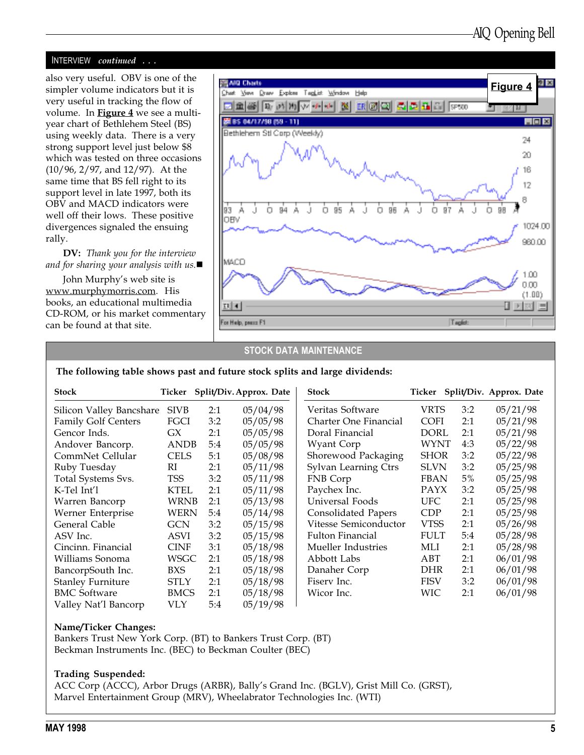## INTERVIEW *continued* . . .

also very useful. OBV is one of the simpler volume indicators but it is very useful in tracking the flow of volume. In **Figure 4** we see a multi-year chart of Bethlehem Steel (BS) using weekly data. There is a very strong support level just below $8 which was tested on three occasions (10/96, 2/97, and 12/97). At the same time that BS fell right to its support level in late 1997, both its OBV and MACD indicators were well off their lows. These positive divergences signaled the ensuing rally.

**DV:** *Thank you for the interview and for sharing your analysis with us.*■

John Murphy's web site is www.murphymorris.com. His books, an educational multimedia CD-ROM, or his market commentary can be found at that site.

## STOCK DATA MAINTENANCE

**The following table shows past and future stock splits and large dividends:**

| Stock | Ticker | Split/Div. | Approx. Date |
|---|---|---|---|
| Silicon Valley Bancshare | SIVB | 2:1 | 05/04/98 |
| Family Golf Centers | FGCI | 3:2 | 05/05/98 |
| Gencor Inds. | GX | 2:1 | 05/05/98 |
| Andover Bancorp. | ANDB | 5:4 | 05/05/98 |
| CommNet Cellular | CELS | 5:1 | 05/08/98 |
| Ruby Tuesday | RI | 2:1 | 05/11/98 |
| Total Systems Svs. | TSS | 3:2 | 05/11/98 |
| K-Tel Int'l | KTEL | 2:1 | 05/11/98 |
| Warren Bancorp | WRNB | 2:1 | 05/13/98 |
| Werner Enterprise | WERN | 5:4 | 05/14/98 |
| General Cable | GCN | 3:2 | 05/15/98 |
| ASV Inc. | ASVI | 3:2 | 05/15/98 |
| Cincinn. Financial | CINF | 3:1 | 05/18/98 |
| Williams Sonoma | WSGC | 2:1 | 05/18/98 |
| BancorpSouth Inc. | BXS | 2:1 | 05/18/98 |
| Stanley Furniture | STLY | 2:1 | 05/18/98 |
| BMC Software | BMCS | 2:1 | 05/18/98 |
| Valley Nat'l Bancorp | VLY | 5:4 | 05/19/98 |
| Veritas Software | VRTS | 3:2 | 05/21/98 |
| Charter One Financial | COFI | 2:1 | 05/21/98 |
| Doral Financial | DORL | 2:1 | 05/21/98 |
| Wyant Corp | WYNT | 4:3 | 05/22/98 |
| Shorewood Packaging | SHOR | 3:2 | 05/22/98 |
| Sylvan Learning Ctrs | SLVN | 3:2 | 05/25/98 |
| FNB Corp | FBAN | 5% | 05/25/98 |
| Paychex Inc. | PAYX | 3:2 | 05/25/98 |
| Universal Foods | UFC | 2:1 | 05/25/98 |
| Consolidated Papers | CDP | 2:1 | 05/25/98 |
| Vitesse Semiconductor | VTSS | 2:1 | 05/26/98 |
| Fulton Financial | FULT | 5:4 | 05/28/98 |
| Mueller Industries | MLI | 2:1 | 05/28/98 |
| Abbott Labs | ABT | 2:1 | 06/01/98 |
| Danaher Corp | DHR | 2:1 | 06/01/98 |
| Fiserv Inc. | FISV | 3:2 | 06/01/98 |
| Wicor Inc. | WIC | 2:1 | 06/01/98 |

**Name/Ticker Changes:**
Bankers Trust New York Corp. (BT) to Bankers Trust Corp. (BT)
Beckman Instruments Inc. (BEC) to Beckman Coulter (BEC)

**Trading Suspended:**
ACC Corp (ACCC), Arbor Drugs (ARBR), Bally's Grand Inc. (BGLV), Grist Mill Co. (GRST), Marvel Entertainment Group (MRV), Wheelabrator Technologies Inc. (WTI)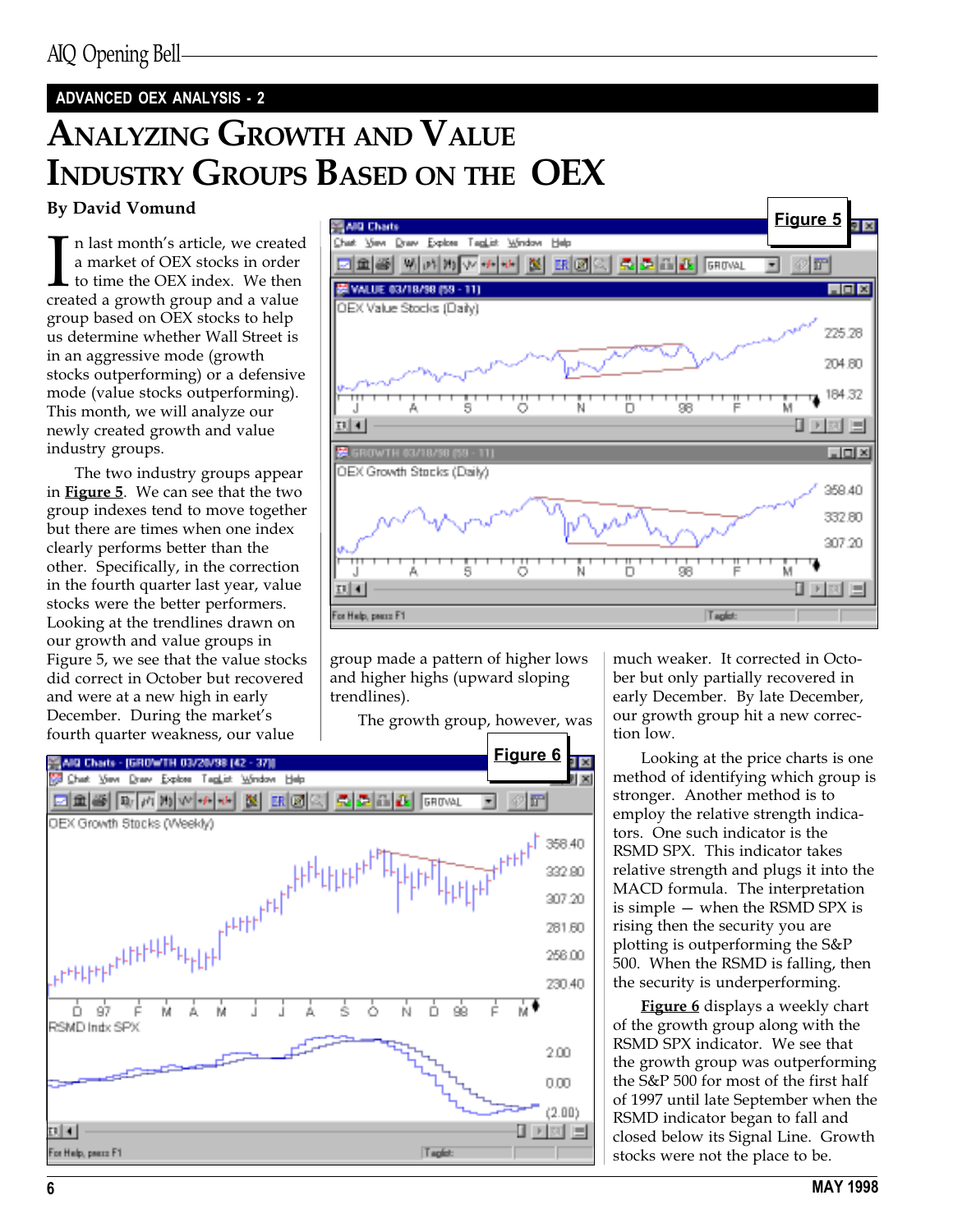ADVANCED OEX ANALYSIS - 2

# Analyzing Growth and Value Industry Groups Based on the OEX

**By David Vomund**

In last month's article, we created a market of OEX stocks in order to time the OEX index. We then created a growth group and a value group based on OEX stocks to help us determine whether Wall Street is in an aggressive mode (growth stocks outperforming) or a defensive mode (value stocks outperforming). This month, we will analyze our newly created growth and value industry groups.

The two industry groups appear in **Figure 5**. We can see that the two group indexes tend to move together but there are times when one index clearly performs better than the other. Specifically, in the correction in the fourth quarter last year, value stocks were the better performers. Looking at the trendlines drawn on our growth and value groups in Figure 5, we see that the value stocks did correct in October but recovered and were at a new high in early December. During the market's fourth quarter weakness, our value group made a pattern of higher lows and higher highs (upward sloping trendlines).

The growth group, however, was much weaker. It corrected in October but only partially recovered in early December. By late December, our growth group hit a new correction low.

Looking at the price charts is one method of identifying which group is stronger. Another method is to employ the relative strength indicators. One such indicator is the RSMD SPX. This indicator takes relative strength and plugs it into the MACD formula. The interpretation is simple — when the RSMD SPX is rising then the security you are plotting is outperforming the S&P 500. When the RSMD is falling, then the security is underperforming.

**Figure 6** displays a weekly chart of the growth group along with the RSMD SPX indicator. We see that the growth group was outperforming the S&P 500 for most of the first half of 1997 until late September when the RSMD indicator began to fall and closed below its Signal Line. Growth stocks were not the place to be.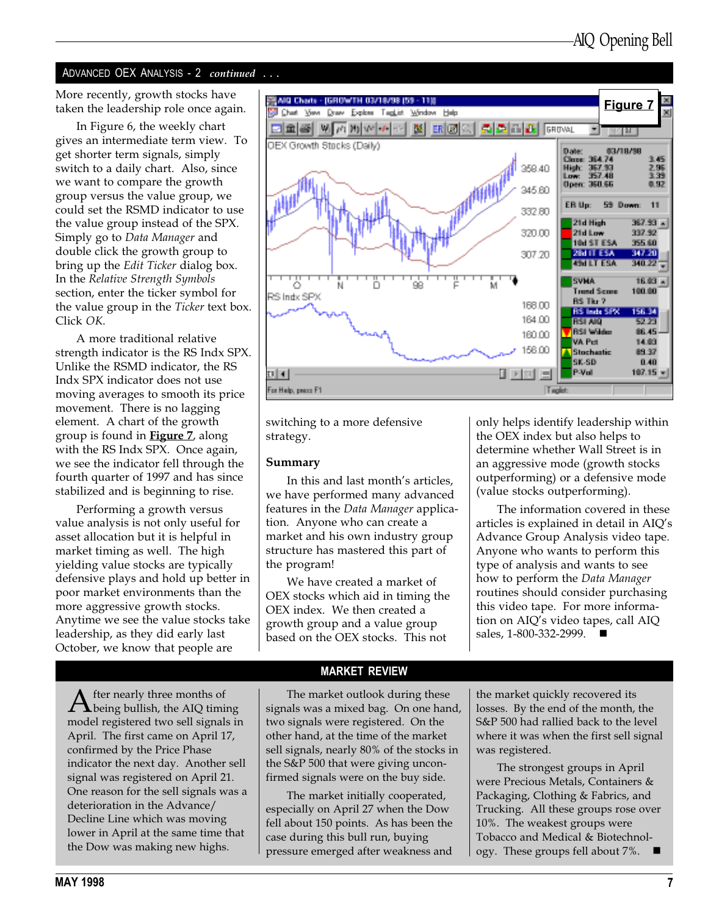## ADVANCED OEX ANALYSIS - 2 *continued . . .*

More recently, growth stocks have taken the leadership role once again.

In Figure 6, the weekly chart gives an intermediate term view. To get shorter term signals, simply switch to a daily chart. Also, since we want to compare the growth group versus the value group, we could set the RSMD indicator to use the value group instead of the SPX. Simply go to *Data Manager* and double click the growth group to bring up the *Edit Ticker* dialog box. In the *Relative Strength Symbols* section, enter the ticker symbol for the value group in the *Ticker* text box. Click *OK*.

A more traditional relative strength indicator is the RS Indx SPX. Unlike the RSMD indicator, the RS Indx SPX indicator does not use moving averages to smooth its price movement. There is no lagging element. A chart of the growth group is found in **Figure 7**, along with the RS Indx SPX. Once again, we see the indicator fell through the fourth quarter of 1997 and has since stabilized and is beginning to rise.

**Figure 7**

Performing a growth versus value analysis is not only useful for asset allocation but it is helpful in market timing as well. The high yielding value stocks are typically defensive plays and hold up better in poor market environments than the more aggressive growth stocks. Anytime we see the value stocks take leadership, as they did early last October, we know that people are switching to a more defensive strategy.

### Summary

In this and last month's articles, we have performed many advanced features in the *Data Manager* application. Anyone who can create a market and his own industry group structure has mastered this part of the program!

We have created a market of OEX stocks which aid in timing the OEX index. We then created a growth group and a value group based on the OEX stocks. This not only helps identify leadership within the OEX index but also helps to determine whether Wall Street is in an aggressive mode (growth stocks outperforming) or a defensive mode (value stocks outperforming).

The information covered in these articles is explained in detail in AIQ's Advance Group Analysis video tape. Anyone who wants to perform this type of analysis and wants to see how to perform the *Data Manager* routines should consider purchasing this video tape. For more information on AIQ's video tapes, call AIQ sales, 1-800-332-2999. ■

## MARKET REVIEW

After nearly three months of being bullish, the AIQ timing model registered two sell signals in April. The first came on April 17, confirmed by the Price Phase indicator the next day. Another sell signal was registered on April 21. One reason for the sell signals was a deterioration in the Advance/Decline Line which was moving lower in April at the same time that the Dow was making new highs.

The market outlook during these signals was a mixed bag. On one hand, two signals were registered. On the other hand, at the time of the market sell signals, nearly 80% of the stocks in the S&P 500 that were giving unconfirmed signals were on the buy side.

The market initially cooperated, especially on April 27 when the Dow fell about 150 points. As has been the case during this bull run, buying pressure emerged after weakness and the market quickly recovered its losses. By the end of the month, the S&P 500 had rallied back to the level where it was when the first sell signal was registered.

The strongest groups in April were Precious Metals, Containers & Packaging, Clothing & Fabrics, and Trucking. All these groups rose over 10%. The weakest groups were Tobacco and Medical & Biotechnology. These groups fell about 7%. ■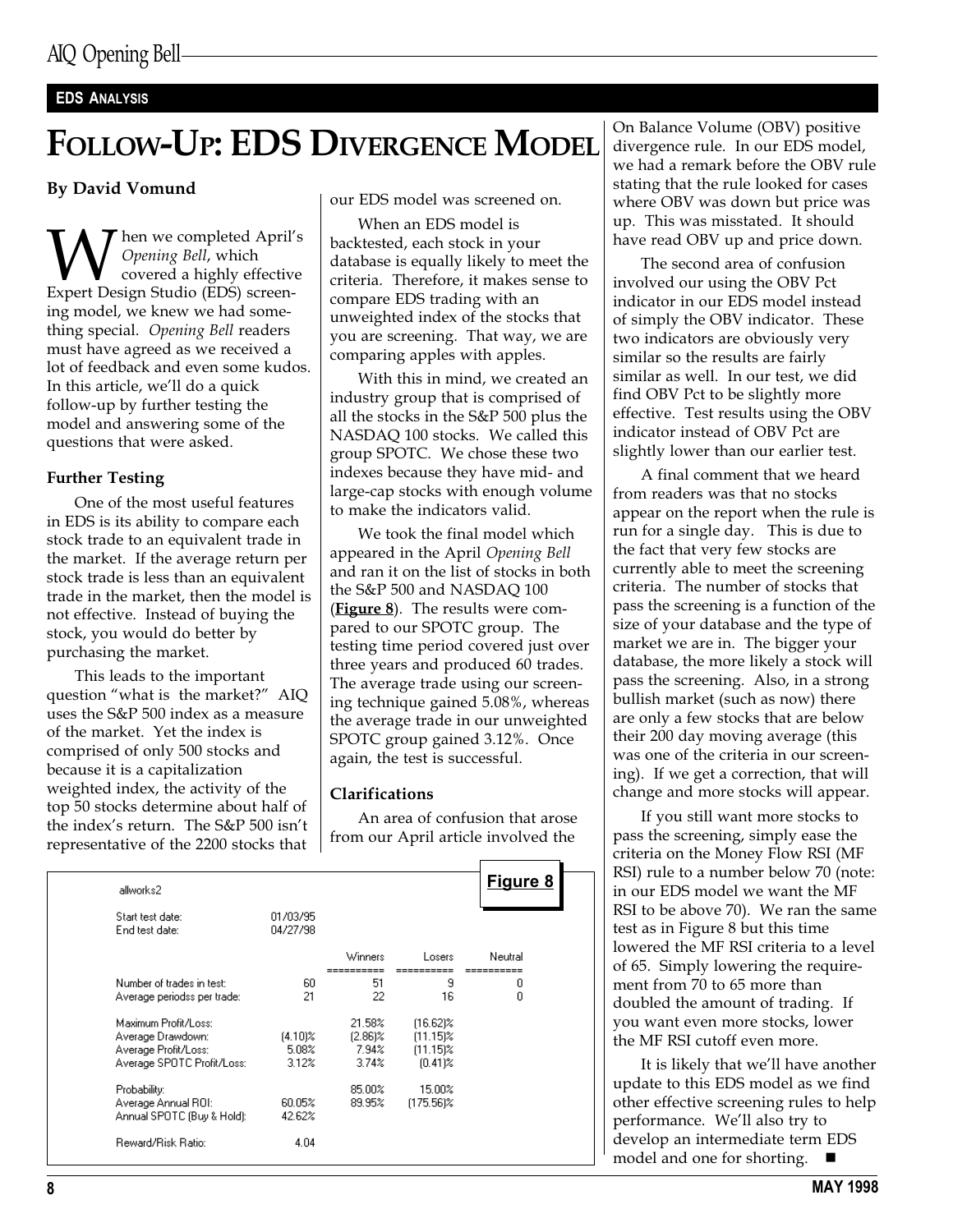EDS ANALYSIS

# FOLLOW-UP: EDS DIVERGENCE MODEL

**By David Vomund**

When we completed April's *Opening Bell*, which covered a highly effective Expert Design Studio (EDS) screening model, we knew we had something special. *Opening Bell* readers must have agreed as we received a lot of feedback and even some kudos. In this article, we'll do a quick follow-up by further testing the model and answering some of the questions that were asked.

### Further Testing

One of the most useful features in EDS is its ability to compare each stock trade to an equivalent trade in the market. If the average return per stock trade is less than an equivalent trade in the market, then the model is not effective. Instead of buying the stock, you would do better by purchasing the market.

This leads to the important question "what is the market?" AIQ uses the S&P 500 index as a measure of the market. Yet the index is comprised of only 500 stocks and because it is a capitalization weighted index, the activity of the top 50 stocks determine about half of the index's return. The S&P 500 isn't representative of the 2200 stocks that our EDS model was screened on.

When an EDS model is backtested, each stock in your database is equally likely to meet the criteria. Therefore, it makes sense to compare EDS trading with an unweighted index of the stocks that you are screening. That way, we are comparing apples with apples.

With this in mind, we created an industry group that is comprised of all the stocks in the S&P 500 plus the NASDAQ 100 stocks. We called this group SPOTC. We chose these two indexes because they have mid- and large-cap stocks with enough volume to make the indicators valid.

We took the final model which appeared in the April *Opening Bell* and ran it on the list of stocks in both the S&P 500 and NASDAQ 100 (**Figure 8**). The results were compared to our SPOTC group. The testing time period covered just over three years and produced 60 trades. The average trade using our screening technique gained 5.08%, whereas the average trade in our unweighted SPOTC group gained 3.12%. Once again, the test is successful.

**Figure 8**

allworks2

| | | Winners | Losers | Neutral |
|---|---|---|---|---|
| Start test date: | 01/03/95 | | | |
| End test date: | 04/27/98 | | | |
| Number of trades in test: | 60 | 51 | 9 | 0 |
| Average periodss per trade: | 21 | 22 | 16 | 0 |
| Maximum Profit/Loss: | | 21.58% | (16.62)% | |
| Average Drawdown: | (4.10)% | (2.86)% | (11.15)% | |
| Average Profit/Loss: | 5.08% | 7.94% | (11.15)% | |
| Average SPOTC Profit/Loss: | 3.12% | 3.74% | (0.41)% | |
| Probability: | | 85.00% | 15.00% | |
| Average Annual ROI: | 60.05% | 89.95% | (175.56)% | |
| Annual SPOTC (Buy & Hold): | 42.62% | | | |
| Reward/Risk Ratio: | 4.04 | | | |

### Clarifications

An area of confusion that arose from our April article involved the On Balance Volume (OBV) positive divergence rule. In our EDS model, we had a remark before the OBV rule stating that the rule looked for cases where OBV was down but price was up. This was misstated. It should have read OBV up and price down.

The second area of confusion involved our using the OBV Pct indicator in our EDS model instead of simply the OBV indicator. These two indicators are obviously very similar so the results are fairly similar as well. In our test, we did find OBV Pct to be slightly more effective. Test results using the OBV indicator instead of OBV Pct are slightly lower than our earlier test.

A final comment that we heard from readers was that no stocks appear on the report when the rule is run for a single day. This is due to the fact that very few stocks are currently able to meet the screening criteria. The number of stocks that pass the screening is a function of the size of your database and the type of market we are in. The bigger your database, the more likely a stock will pass the screening. Also, in a strong bullish market (such as now) there are only a few stocks that are below their 200 day moving average (this was one of the criteria in our screening). If we get a correction, that will change and more stocks will appear.

If you still want more stocks to pass the screening, simply ease the criteria on the Money Flow RSI (MF RSI) rule to a number below 70 (note: in our EDS model we want the MF RSI to be above 70). We ran the same test as in Figure 8 but this time lowered the MF RSI criteria to a level of 65. Simply lowering the requirement from 70 to 65 more than doubled the amount of trading. If you want even more stocks, lower the MF RSI cutoff even more.

It is likely that we'll have another update to this EDS model as we find other effective screening rules to help performance. We'll also try to develop an intermediate term EDS model and one for shorting. ■